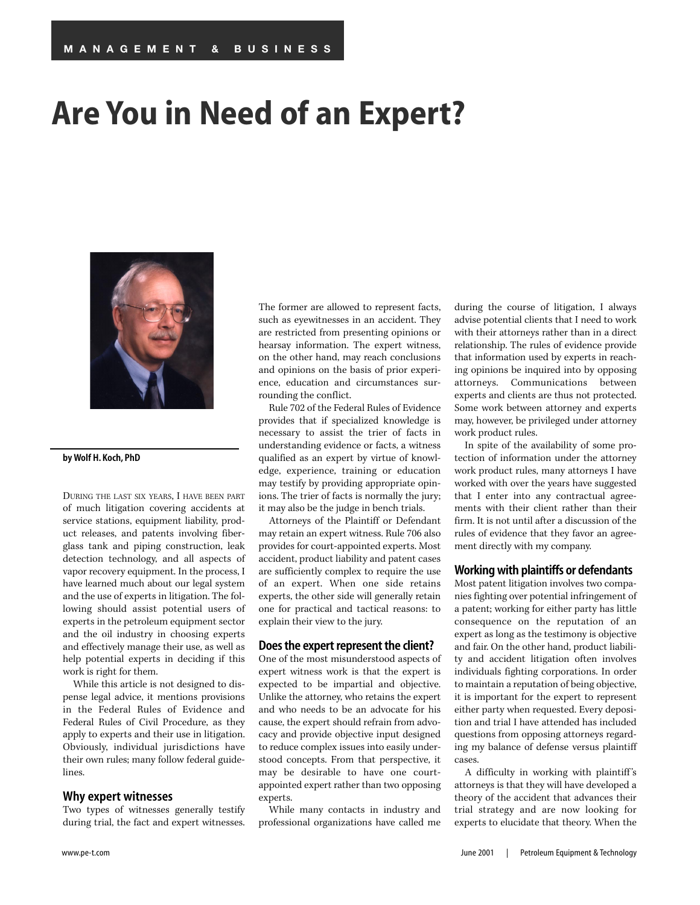# Are You in Need of an Expert?

**by Wolf H. Koch, PhD**

DURING THE LAST SIX YEARS, I HAVE BEEN PART of much litigation covering accidents at service stations, equipment liability, product releases, and patents involving fiberglass tank and piping construction, leak detection technology, and all aspects of vapor recovery equipment. In the process, I have learned much about our legal system and the use of experts in litigation. The following should assist potential users of experts in the petroleum equipment sector and the oil industry in choosing experts and effectively manage their use, as well as help potential experts in deciding if this work is right for them.

While this article is not designed to dispense legal advice, it mentions provisions in the Federal Rules of Evidence and Federal Rules of Civil Procedure, as they apply to experts and their use in litigation. Obviously, individual jurisdictions have their own rules; many follow federal guidelines.

## Why expert witnesses

Two types of witnesses generally testify during trial, the fact and expert witnesses. The former are allowed to represent facts, such as eyewitnesses in an accident. They are restricted from presenting opinions or hearsay information. The expert witness, on the other hand, may reach conclusions and opinions on the basis of prior experience, education and circumstances surrounding the conflict.

Rule 702 of the Federal Rules of Evidence provides that if specialized knowledge is necessary to assist the trier of facts in understanding evidence or facts, a witness qualified as an expert by virtue of knowledge, experience, training or education may testify by providing appropriate opinions. The trier of facts is normally the jury; it may also be the judge in bench trials.

Attorneys of the Plaintiff or Defendant may retain an expert witness. Rule 706 also provides for court-appointed experts. Most accident, product liability and patent cases are sufficiently complex to require the use of an expert. When one side retains experts, the other side will generally retain one for practical and tactical reasons: to explain their view to the jury.

## Does the expert represent the client?

One of the most misunderstood aspects of expert witness work is that the expert is expected to be impartial and objective. Unlike the attorney, who retains the expert and who needs to be an advocate for his cause, the expert should refrain from advocacy and provide objective input designed to reduce complex issues into easily understood concepts. From that perspective, it may be desirable to have one court-appointed expert rather than two opposing experts.

While many contacts in industry and professional organizations have called me during the course of litigation, I always advise potential clients that I need to work with their attorneys rather than in a direct relationship. The rules of evidence provide that information used by experts in reaching opinions be inquired into by opposing attorneys. Communications between experts and clients are thus not protected. Some work between attorney and experts may, however, be privileged under attorney work product rules.

In spite of the availability of some protection of information under the attorney work product rules, many attorneys I have worked with over the years have suggested that I enter into any contractual agreements with their client rather than their firm. It is not until after a discussion of the rules of evidence that they favor an agreement directly with my company.

## Working with plaintiffs or defendants

Most patent litigation involves two companies fighting over potential infringement of a patent; working for either party has little consequence on the reputation of an expert as long as the testimony is objective and fair. On the other hand, product liability and accident litigation often involves individuals fighting corporations. In order to maintain a reputation of being objective, it is important for the expert to represent either party when requested. Every deposition and trial I have attended has included questions from opposing attorneys regarding my balance of defense versus plaintiff cases.

A difficulty in working with plaintiff's attorneys is that they will have developed a theory of the accident that advances their trial strategy and are now looking for experts to elucidate that theory. When the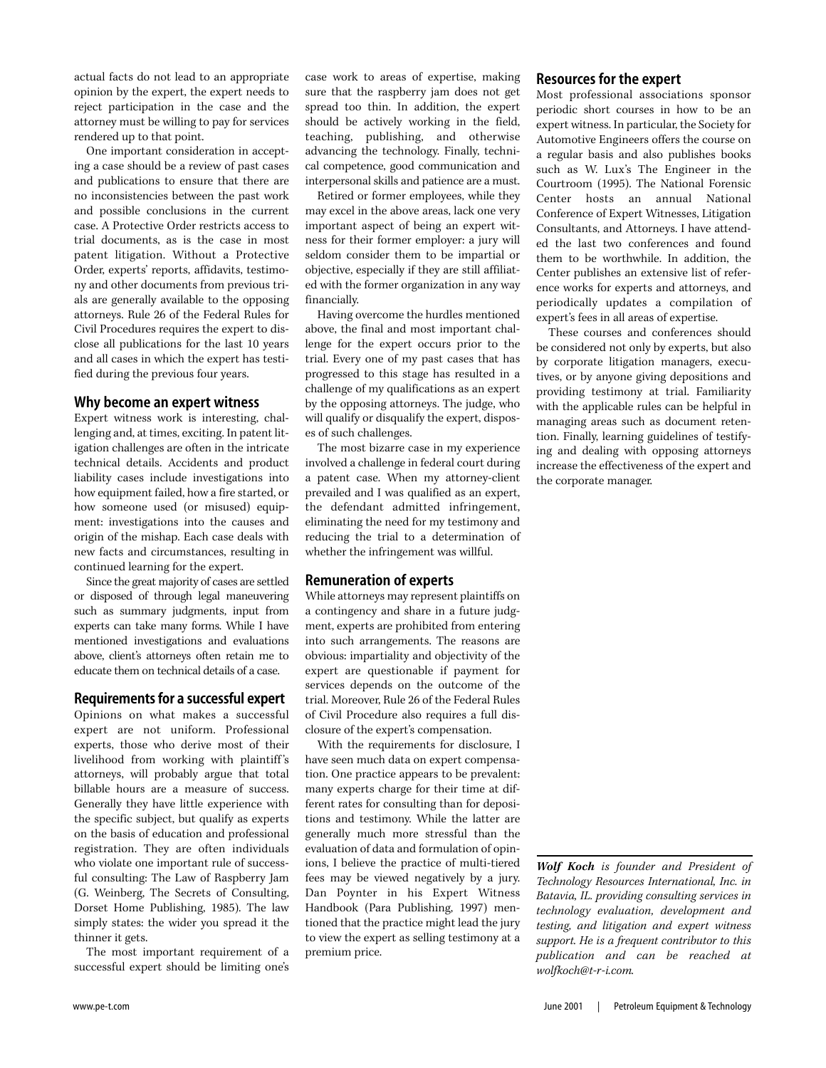actual facts do not lead to an appropriate opinion by the expert, the expert needs to reject participation in the case and the attorney must be willing to pay for services rendered up to that point.

One important consideration in accepting a case should be a review of past cases and publications to ensure that there are no inconsistencies between the past work and possible conclusions in the current case. A Protective Order restricts access to trial documents, as is the case in most patent litigation. Without a Protective Order, experts' reports, affidavits, testimony and other documents from previous trials are generally available to the opposing attorneys. Rule 26 of the Federal Rules for Civil Procedures requires the expert to disclose all publications for the last 10 years and all cases in which the expert has testified during the previous four years.

## Why become an expert witness

Expert witness work is interesting, challenging and, at times, exciting. In patent litigation challenges are often in the intricate technical details. Accidents and product liability cases include investigations into how equipment failed, how a fire started, or how someone used (or misused) equipment: investigations into the causes and origin of the mishap. Each case deals with new facts and circumstances, resulting in continued learning for the expert.

Since the great majority of cases are settled or disposed of through legal maneuvering such as summary judgments, input from experts can take many forms. While I have mentioned investigations and evaluations above, client's attorneys often retain me to educate them on technical details of a case.

## Requirements for a successful expert

Opinions on what makes a successful expert are not uniform. Professional experts, those who derive most of their livelihood from working with plaintiff's attorneys, will probably argue that total billable hours are a measure of success. Generally they have little experience with the specific subject, but qualify as experts on the basis of education and professional registration. They are often individuals who violate one important rule of successful consulting: The Law of Raspberry Jam (G. Weinberg, The Secrets of Consulting, Dorset Home Publishing, 1985). The law simply states: the wider you spread it the thinner it gets.

The most important requirement of a successful expert should be limiting one's case work to areas of expertise, making sure that the raspberry jam does not get spread too thin. In addition, the expert should be actively working in the field, teaching, publishing, and otherwise advancing the technology. Finally, technical competence, good communication and interpersonal skills and patience are a must.

Retired or former employees, while they may excel in the above areas, lack one very important aspect of being an expert witness for their former employer: a jury will seldom consider them to be impartial or objective, especially if they are still affiliated with the former organization in any way financially.

Having overcome the hurdles mentioned above, the final and most important challenge for the expert occurs prior to the trial. Every one of my past cases that has progressed to this stage has resulted in a challenge of my qualifications as an expert by the opposing attorneys. The judge, who will qualify or disqualify the expert, disposes of such challenges.

The most bizarre case in my experience involved a challenge in federal court during a patent case. When my attorney-client prevailed and I was qualified as an expert, the defendant admitted infringement, eliminating the need for my testimony and reducing the trial to a determination of whether the infringement was willful.

## Remuneration of experts

While attorneys may represent plaintiffs on a contingency and share in a future judgment, experts are prohibited from entering into such arrangements. The reasons are obvious: impartiality and objectivity of the expert are questionable if payment for services depends on the outcome of the trial. Moreover, Rule 26 of the Federal Rules of Civil Procedure also requires a full disclosure of the expert's compensation.

With the requirements for disclosure, I have seen much data on expert compensation. One practice appears to be prevalent: many experts charge for their time at different rates for consulting than for depositions and testimony. While the latter are generally much more stressful than the evaluation of data and formulation of opinions, I believe the practice of multi-tiered fees may be viewed negatively by a jury. Dan Poynter in his Expert Witness Handbook (Para Publishing, 1997) mentioned that the practice might lead the jury to view the expert as selling testimony at a premium price.

## Resources for the expert

Most professional associations sponsor periodic short courses in how to be an expert witness. In particular, the Society for Automotive Engineers offers the course on a regular basis and also publishes books such as W. Lux's The Engineer in the Courtroom (1995). The National Forensic Center hosts an annual National Conference of Expert Witnesses, Litigation Consultants, and Attorneys. I have attended the last two conferences and found them to be worthwhile. In addition, the Center publishes an extensive list of reference works for experts and attorneys, and periodically updates a compilation of expert's fees in all areas of expertise.

These courses and conferences should be considered not only by experts, but also by corporate litigation managers, executives, or by anyone giving depositions and providing testimony at trial. Familiarity with the applicable rules can be helpful in managing areas such as document retention. Finally, learning guidelines of testifying and dealing with opposing attorneys increase the effectiveness of the expert and the corporate manager.

***Wolf Koch** is founder and President of Technology Resources International, Inc. in Batavia, IL. providing consulting services in technology evaluation, development and testing, and litigation and expert witness support. He is a frequent contributor to this publication and can be reached at wolfkoch@t-r-i.com.*